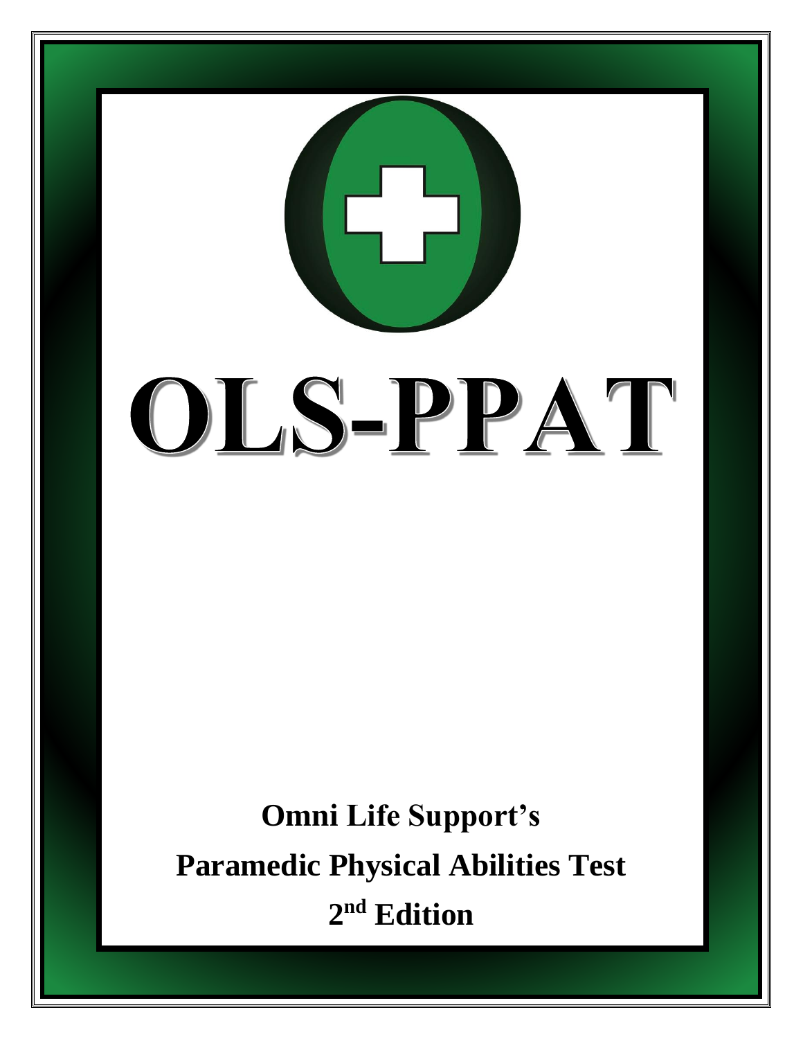# OLS-PPAT

**Omni Life Support's**

**Paramedic Physical Abilities Test**

**2nd Edition**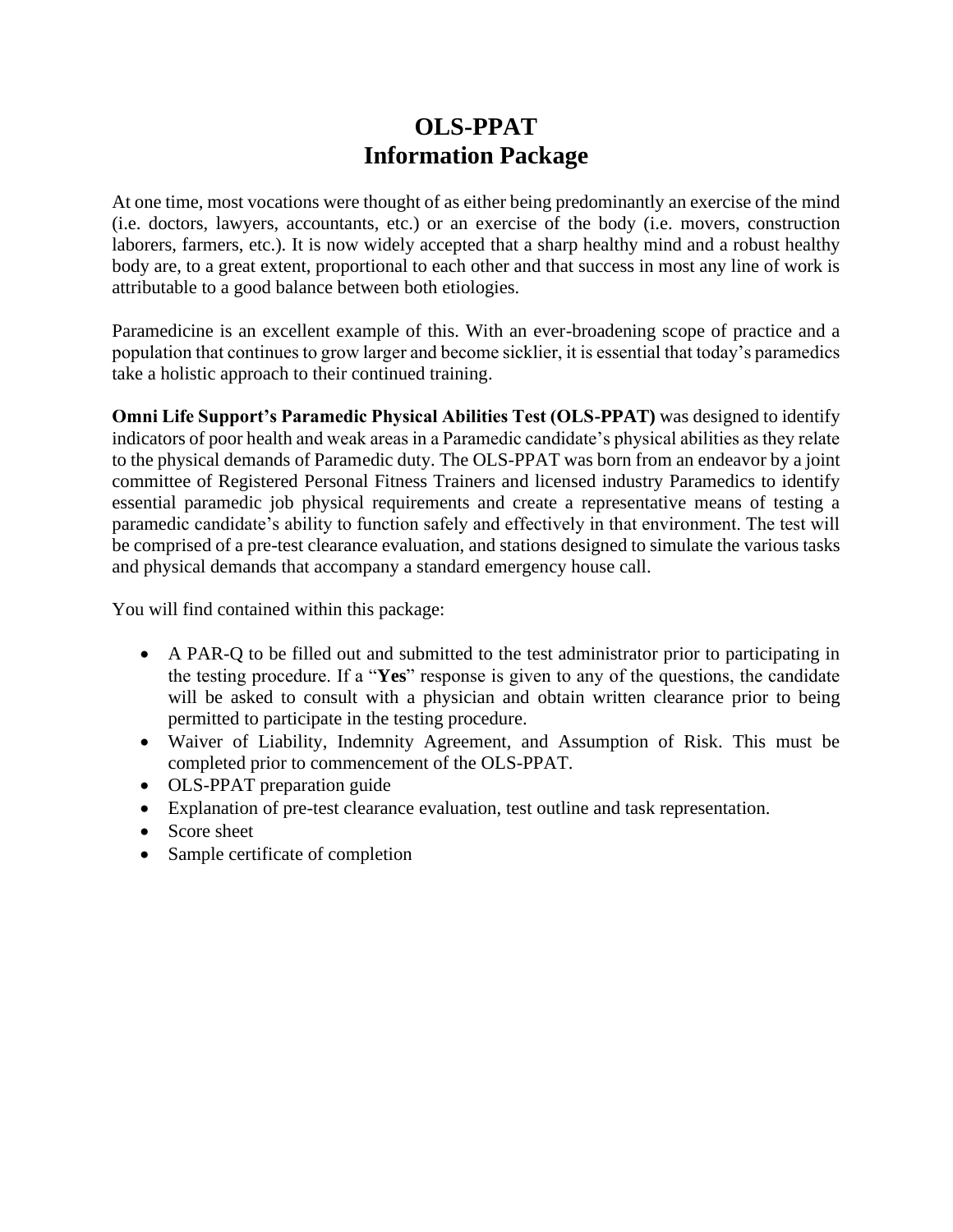# OLS-PPAT
# Information Package

At one time, most vocations were thought of as either being predominantly an exercise of the mind (i.e. doctors, lawyers, accountants, etc.) or an exercise of the body (i.e. movers, construction laborers, farmers, etc.). It is now widely accepted that a sharp healthy mind and a robust healthy body are, to a great extent, proportional to each other and that success in most any line of work is attributable to a good balance between both etiologies.

Paramedicine is an excellent example of this. With an ever-broadening scope of practice and a population that continues to grow larger and become sicklier, it is essential that today's paramedics take a holistic approach to their continued training.

**Omni Life Support's Paramedic Physical Abilities Test (OLS-PPAT)** was designed to identify indicators of poor health and weak areas in a Paramedic candidate's physical abilities as they relate to the physical demands of Paramedic duty. The OLS-PPAT was born from an endeavor by a joint committee of Registered Personal Fitness Trainers and licensed industry Paramedics to identify essential paramedic job physical requirements and create a representative means of testing a paramedic candidate's ability to function safely and effectively in that environment. The test will be comprised of a pre-test clearance evaluation, and stations designed to simulate the various tasks and physical demands that accompany a standard emergency house call.

You will find contained within this package:

- A PAR-Q to be filled out and submitted to the test administrator prior to participating in the testing procedure. If a "**Yes**" response is given to any of the questions, the candidate will be asked to consult with a physician and obtain written clearance prior to being permitted to participate in the testing procedure.
- Waiver of Liability, Indemnity Agreement, and Assumption of Risk. This must be completed prior to commencement of the OLS-PPAT.
- OLS-PPAT preparation guide
- Explanation of pre-test clearance evaluation, test outline and task representation.
- Score sheet
- Sample certificate of completion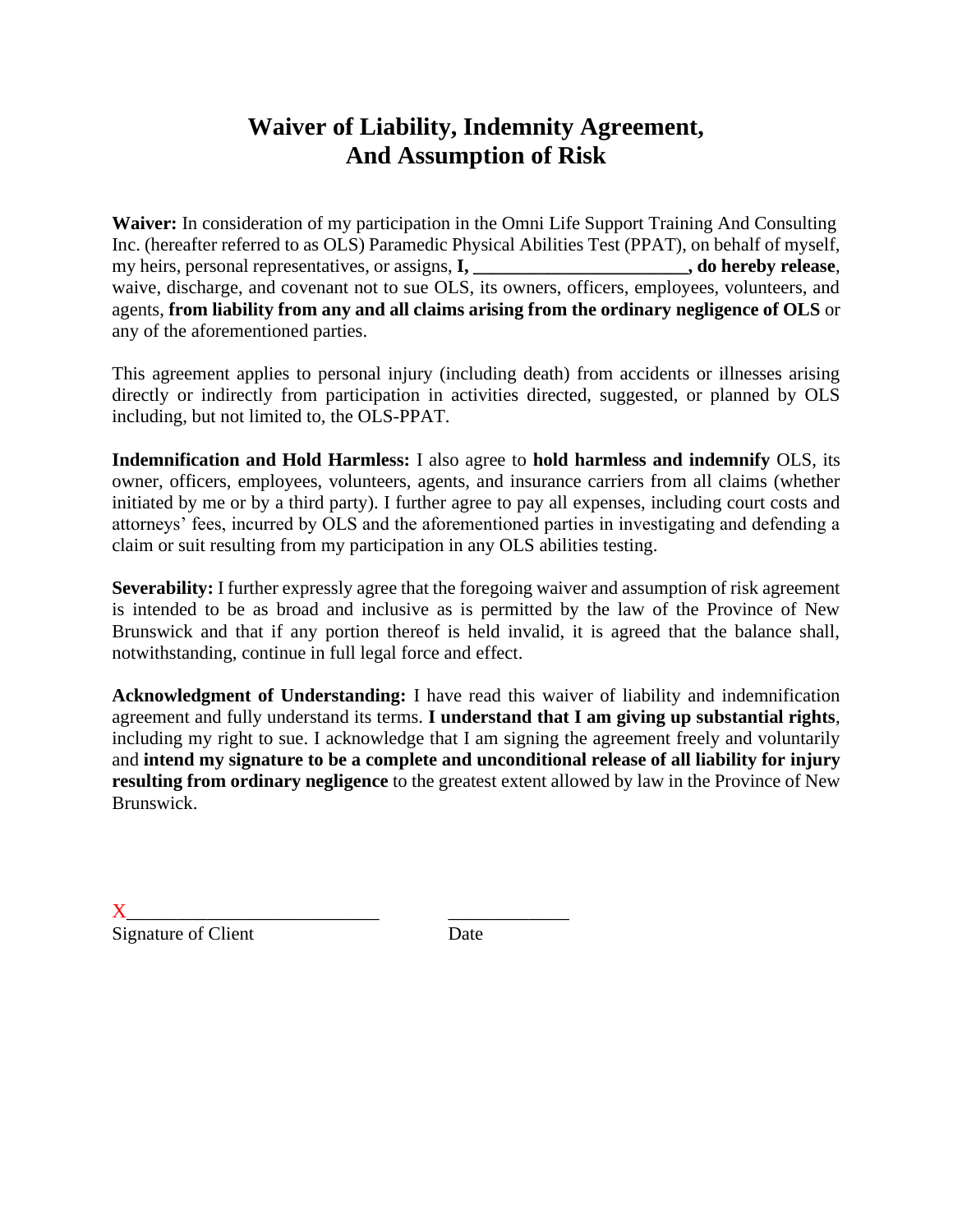# Waiver of Liability, Indemnity Agreement,
# And Assumption of Risk

**Waiver:** In consideration of my participation in the Omni Life Support Training And Consulting Inc. (hereafter referred to as OLS) Paramedic Physical Abilities Test (PPAT), on behalf of myself, my heirs, personal representatives, or assigns, **I, _______________________, do hereby release**, waive, discharge, and covenant not to sue OLS, its owners, officers, employees, volunteers, and agents, **from liability from any and all claims arising from the ordinary negligence of OLS** or any of the aforementioned parties.

This agreement applies to personal injury (including death) from accidents or illnesses arising directly or indirectly from participation in activities directed, suggested, or planned by OLS including, but not limited to, the OLS-PPAT.

**Indemnification and Hold Harmless:** I also agree to **hold harmless and indemnify** OLS, its owner, officers, employees, volunteers, agents, and insurance carriers from all claims (whether initiated by me or by a third party). I further agree to pay all expenses, including court costs and attorneys' fees, incurred by OLS and the aforementioned parties in investigating and defending a claim or suit resulting from my participation in any OLS abilities testing.

**Severability:** I further expressly agree that the foregoing waiver and assumption of risk agreement is intended to be as broad and inclusive as is permitted by the law of the Province of New Brunswick and that if any portion thereof is held invalid, it is agreed that the balance shall, notwithstanding, continue in full legal force and effect.

**Acknowledgment of Understanding:** I have read this waiver of liability and indemnification agreement and fully understand its terms. **I understand that I am giving up substantial rights**, including my right to sue. I acknowledge that I am signing the agreement freely and voluntarily and **intend my signature to be a complete and unconditional release of all liability for injury resulting from ordinary negligence** to the greatest extent allowed by law in the Province of New Brunswick.

X__________________________ _____________
Signature of Client Date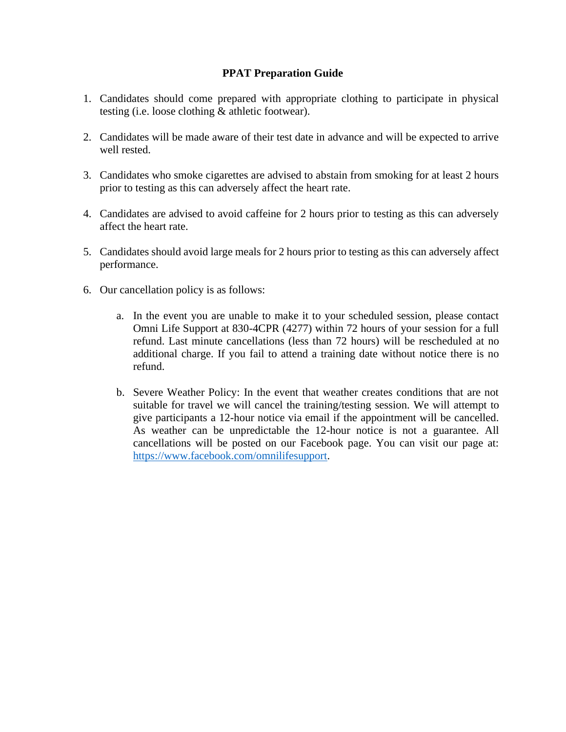# PPAT Preparation Guide

1. Candidates should come prepared with appropriate clothing to participate in physical testing (i.e. loose clothing & athletic footwear).

2. Candidates will be made aware of their test date in advance and will be expected to arrive well rested.

3. Candidates who smoke cigarettes are advised to abstain from smoking for at least 2 hours prior to testing as this can adversely affect the heart rate.

4. Candidates are advised to avoid caffeine for 2 hours prior to testing as this can adversely affect the heart rate.

5. Candidates should avoid large meals for 2 hours prior to testing as this can adversely affect performance.

6. Our cancellation policy is as follows:

   a. In the event you are unable to make it to your scheduled session, please contact Omni Life Support at 830-4CPR (4277) within 72 hours of your session for a full refund. Last minute cancellations (less than 72 hours) will be rescheduled at no additional charge. If you fail to attend a training date without notice there is no refund.

   b. Severe Weather Policy: In the event that weather creates conditions that are not suitable for travel we will cancel the training/testing session. We will attempt to give participants a 12-hour notice via email if the appointment will be cancelled. As weather can be unpredictable the 12-hour notice is not a guarantee. All cancellations will be posted on our Facebook page. You can visit our page at: https://www.facebook.com/omnilifesupport.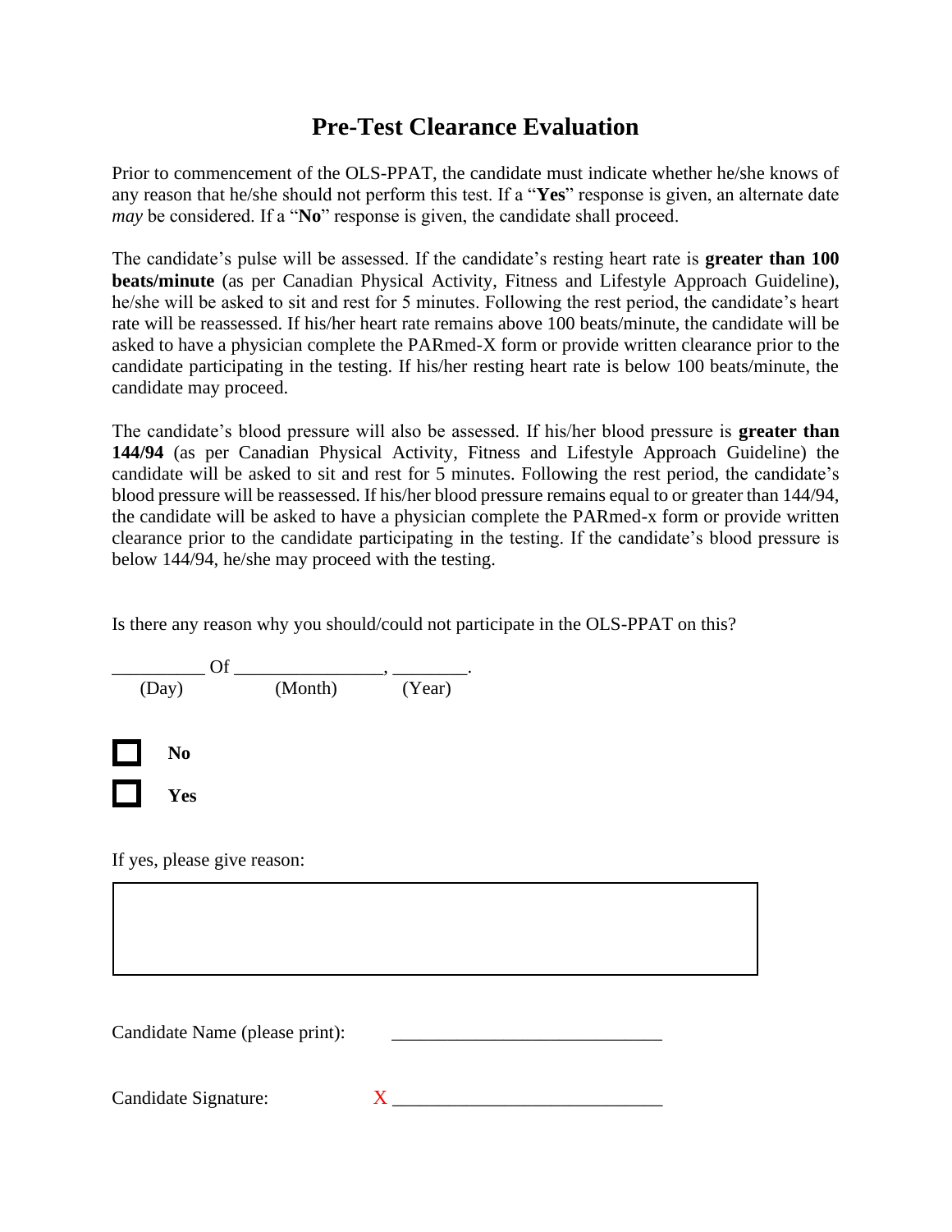# Pre-Test Clearance Evaluation

Prior to commencement of the OLS-PPAT, the candidate must indicate whether he/she knows of any reason that he/she should not perform this test. If a "**Yes**" response is given, an alternate date *may* be considered. If a "**No**" response is given, the candidate shall proceed.

The candidate's pulse will be assessed. If the candidate's resting heart rate is **greater than 100 beats/minute** (as per Canadian Physical Activity, Fitness and Lifestyle Approach Guideline), he/she will be asked to sit and rest for 5 minutes. Following the rest period, the candidate's heart rate will be reassessed. If his/her heart rate remains above 100 beats/minute, the candidate will be asked to have a physician complete the PARmed-X form or provide written clearance prior to the candidate participating in the testing. If his/her resting heart rate is below 100 beats/minute, the candidate may proceed.

The candidate's blood pressure will also be assessed. If his/her blood pressure is **greater than 144/94** (as per Canadian Physical Activity, Fitness and Lifestyle Approach Guideline) the candidate will be asked to sit and rest for 5 minutes. Following the rest period, the candidate's blood pressure will be reassessed. If his/her blood pressure remains equal to or greater than 144/94, the candidate will be asked to have a physician complete the PARmed-x form or provide written clearance prior to the candidate participating in the testing. If the candidate's blood pressure is below 144/94, he/she may proceed with the testing.

Is there any reason why you should/could not participate in the OLS-PPAT on this?

__________ Of ________________, ________.
(Day) (Month) (Year)

☐ **No**

☐ **Yes**

If yes, please give reason:

| |
|---|
| |

Candidate Name (please print): _____________________________

Candidate Signature: X _____________________________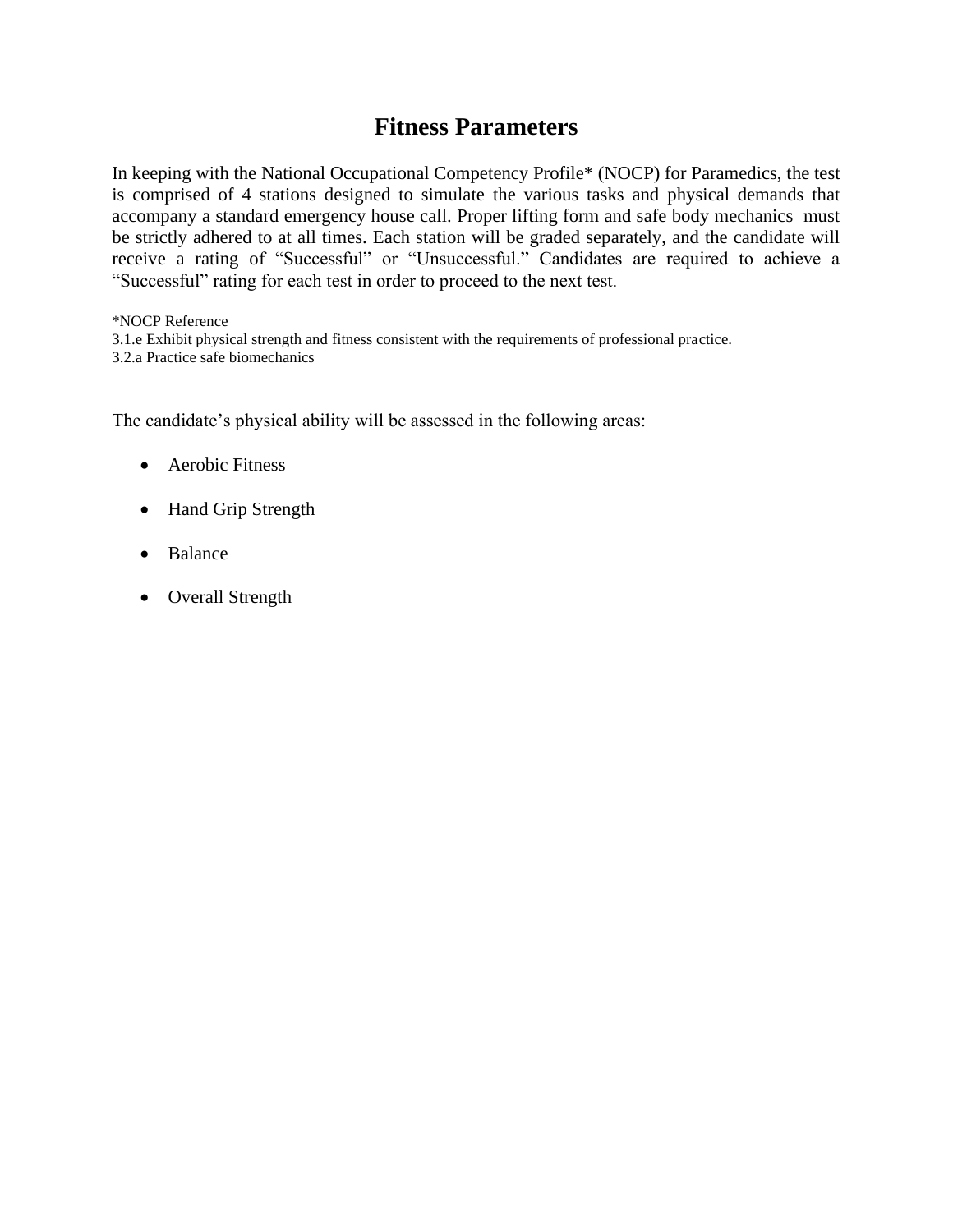# Fitness Parameters

In keeping with the National Occupational Competency Profile* (NOCP) for Paramedics, the test is comprised of 4 stations designed to simulate the various tasks and physical demands that accompany a standard emergency house call. Proper lifting form and safe body mechanics must be strictly adhered to at all times. Each station will be graded separately, and the candidate will receive a rating of "Successful" or "Unsuccessful." Candidates are required to achieve a "Successful" rating for each test in order to proceed to the next test.

*NOCP Reference
3.1.e Exhibit physical strength and fitness consistent with the requirements of professional practice.
3.2.a Practice safe biomechanics

The candidate's physical ability will be assessed in the following areas:

- Aerobic Fitness
- Hand Grip Strength
- Balance
- Overall Strength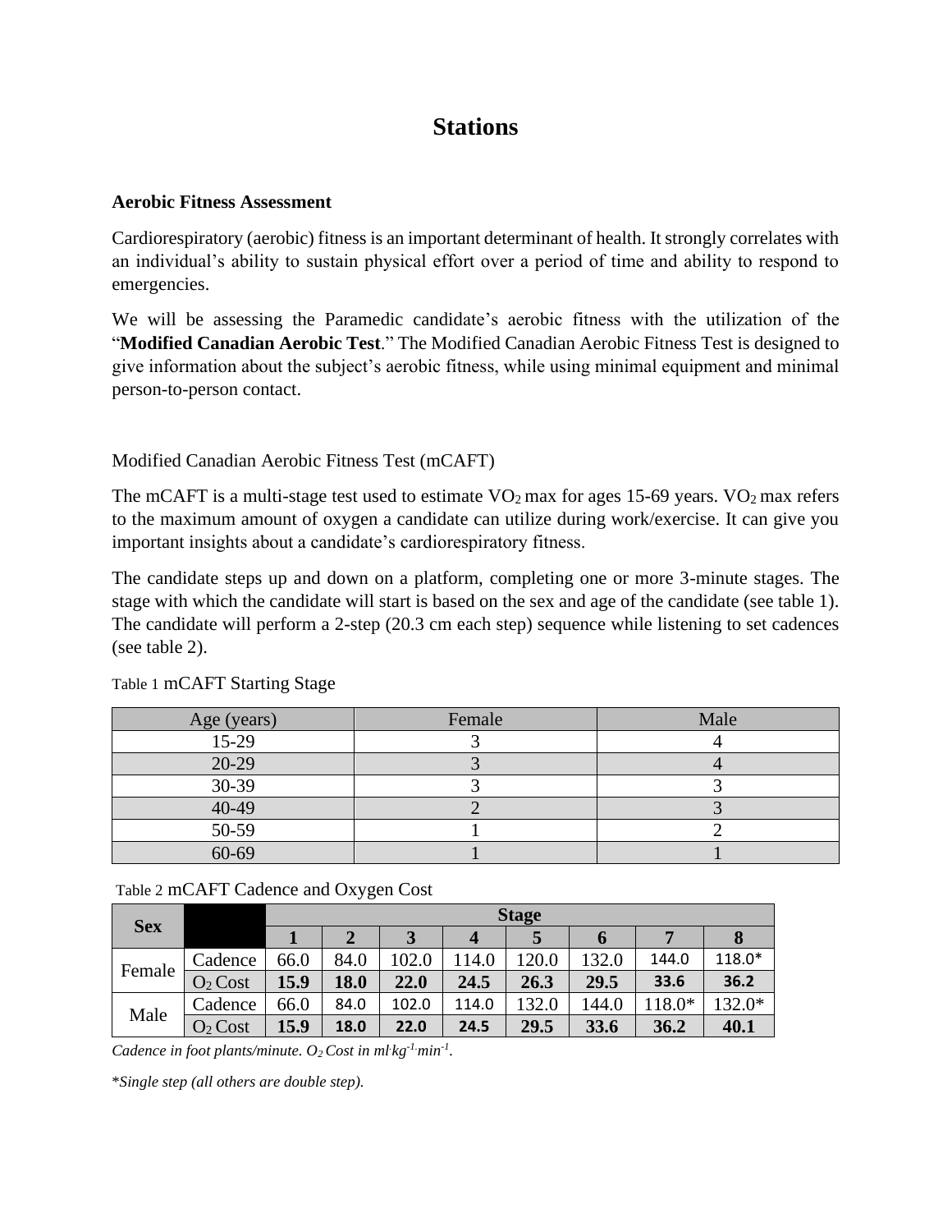# Stations

**Aerobic Fitness Assessment**

Cardiorespiratory (aerobic) fitness is an important determinant of health. It strongly correlates with an individual's ability to sustain physical effort over a period of time and ability to respond to emergencies.

We will be assessing the Paramedic candidate's aerobic fitness with the utilization of the "**Modified Canadian Aerobic Test**." The Modified Canadian Aerobic Fitness Test is designed to give information about the subject's aerobic fitness, while using minimal equipment and minimal person-to-person contact.

Modified Canadian Aerobic Fitness Test (mCAFT)

The mCAFT is a multi-stage test used to estimate $VO_2$ max for ages 15-69 years. $VO_2$ max refers to the maximum amount of oxygen a candidate can utilize during work/exercise. It can give you important insights about a candidate's cardiorespiratory fitness.

The candidate steps up and down on a platform, completing one or more 3-minute stages. The stage with which the candidate will start is based on the sex and age of the candidate (see table 1). The candidate will perform a 2-step (20.3 cm each step) sequence while listening to set cadences (see table 2).

Table 1 mCAFT Starting Stage

| Age (years) | Female | Male |
|---|---|---|
| 15-29 | 3 | 4 |
| 20-29 | 3 | 4 |
| 30-39 | 3 | 3 |
| 40-49 | 2 | 3 |
| 50-59 | 1 | 2 |
| 60-69 | 1 | 1 |

Table 2 mCAFT Cadence and Oxygen Cost

| Sex | | Stage | | | | | | | |
|---|---|---|---|---|---|---|---|---|---|
| | | **1** | **2** | **3** | **4** | **5** | **6** | **7** | **8** |
| Female | Cadence | 66.0 | 84.0 | 102.0 | 114.0 | 120.0 | 132.0 | 144.0 | 118.0* |
| | $O_2$ Cost | **15.9** | **18.0** | **22.0** | **24.5** | **26.3** | **29.5** | **33.6** | **36.2** |
| Male | Cadence | 66.0 | 84.0 | 102.0 | 114.0 | 132.0 | 144.0 | 118.0* | 132.0* |
| | $O_2$ Cost | **15.9** | **18.0** | **22.0** | **24.5** | **29.5** | **33.6** | **36.2** | **40.1** |

*Cadence in foot plants/minute. $O_2$ Cost in $ml \cdot kg^{-1} \cdot min^{-1}$.*

*\*Single step (all others are double step).*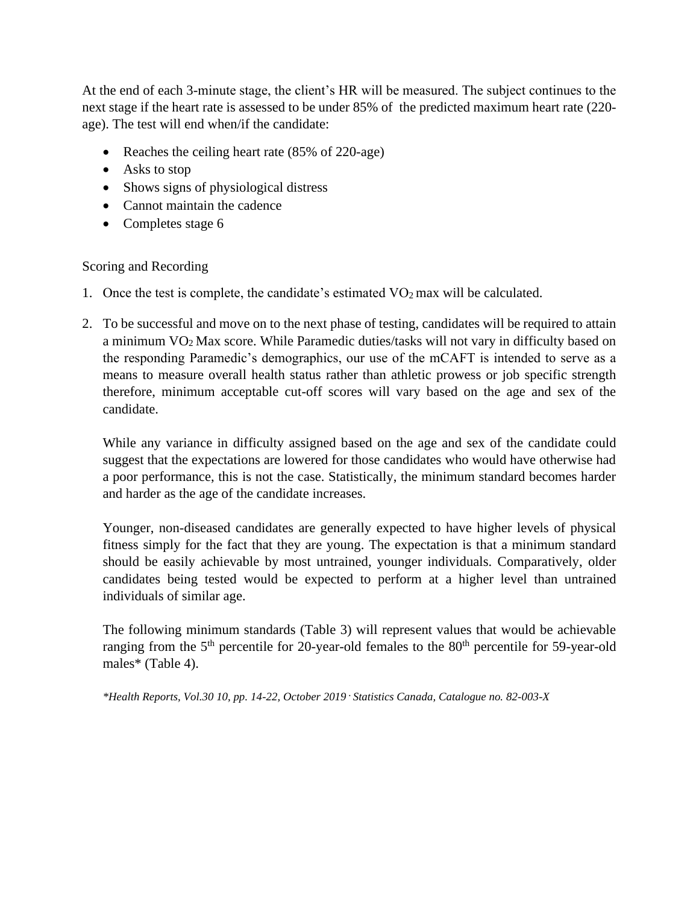At the end of each 3-minute stage, the client's HR will be measured. The subject continues to the next stage if the heart rate is assessed to be under 85% of the predicted maximum heart rate (220-age). The test will end when/if the candidate:

- Reaches the ceiling heart rate (85% of 220-age)
- Asks to stop
- Shows signs of physiological distress
- Cannot maintain the cadence
- Completes stage 6

Scoring and Recording

1. Once the test is complete, the candidate's estimated $VO_2$ max will be calculated.

2. To be successful and move on to the next phase of testing, candidates will be required to attain a minimum $VO_2$ Max score. While Paramedic duties/tasks will not vary in difficulty based on the responding Paramedic's demographics, our use of the mCAFT is intended to serve as a means to measure overall health status rather than athletic prowess or job specific strength therefore, minimum acceptable cut-off scores will vary based on the age and sex of the candidate.

   While any variance in difficulty assigned based on the age and sex of the candidate could suggest that the expectations are lowered for those candidates who would have otherwise had a poor performance, this is not the case. Statistically, the minimum standard becomes harder and harder as the age of the candidate increases.

   Younger, non-diseased candidates are generally expected to have higher levels of physical fitness simply for the fact that they are young. The expectation is that a minimum standard should be easily achievable by most untrained, younger individuals. Comparatively, older candidates being tested would be expected to perform at a higher level than untrained individuals of similar age.

   The following minimum standards (Table 3) will represent values that would be achievable ranging from the 5th percentile for 20-year-old females to the 80th percentile for 59-year-old males* (Table 4).

*\*Health Reports, Vol.30 10, pp. 14-22, October 2019 · Statistics Canada, Catalogue no. 82-003-X*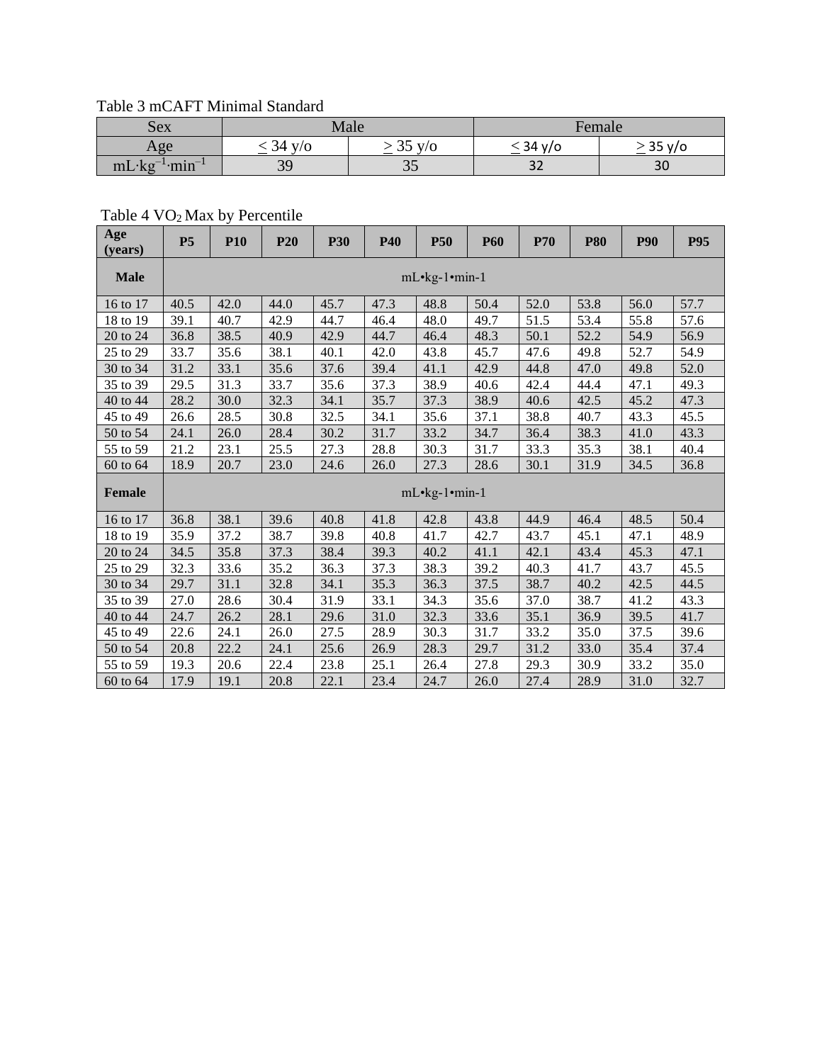Table 3 mCAFT Minimal Standard

| Sex | Male | | Female | |
|---|---|---|---|---|
| Age | ≤ 34 y/o | ≥ 35 y/o | ≤ 34 y/o | ≥ 35 y/o |
| $mL \cdot kg^{-1} \cdot min^{-1}$ | 39 | 35 | 32 | 30 |

Table 4 $VO_2$ Max by Percentile

| Age (years) | P5 | P10 | P20 | P30 | P40 | P50 | P60 | P70 | P80 | P90 | P95 |
|---|---|---|---|---|---|---|---|---|---|---|---|
| **Male** | mL•kg-1•min-1 | | | | | | | | | | |
| 16 to 17 | 40.5 | 42.0 | 44.0 | 45.7 | 47.3 | 48.8 | 50.4 | 52.0 | 53.8 | 56.0 | 57.7 |
| 18 to 19 | 39.1 | 40.7 | 42.9 | 44.7 | 46.4 | 48.0 | 49.7 | 51.5 | 53.4 | 55.8 | 57.6 |
| 20 to 24 | 36.8 | 38.5 | 40.9 | 42.9 | 44.7 | 46.4 | 48.3 | 50.1 | 52.2 | 54.9 | 56.9 |
| 25 to 29 | 33.7 | 35.6 | 38.1 | 40.1 | 42.0 | 43.8 | 45.7 | 47.6 | 49.8 | 52.7 | 54.9 |
| 30 to 34 | 31.2 | 33.1 | 35.6 | 37.6 | 39.4 | 41.1 | 42.9 | 44.8 | 47.0 | 49.8 | 52.0 |
| 35 to 39 | 29.5 | 31.3 | 33.7 | 35.6 | 37.3 | 38.9 | 40.6 | 42.4 | 44.4 | 47.1 | 49.3 |
| 40 to 44 | 28.2 | 30.0 | 32.3 | 34.1 | 35.7 | 37.3 | 38.9 | 40.6 | 42.5 | 45.2 | 47.3 |
| 45 to 49 | 26.6 | 28.5 | 30.8 | 32.5 | 34.1 | 35.6 | 37.1 | 38.8 | 40.7 | 43.3 | 45.5 |
| 50 to 54 | 24.1 | 26.0 | 28.4 | 30.2 | 31.7 | 33.2 | 34.7 | 36.4 | 38.3 | 41.0 | 43.3 |
| 55 to 59 | 21.2 | 23.1 | 25.5 | 27.3 | 28.8 | 30.3 | 31.7 | 33.3 | 35.3 | 38.1 | 40.4 |
| 60 to 64 | 18.9 | 20.7 | 23.0 | 24.6 | 26.0 | 27.3 | 28.6 | 30.1 | 31.9 | 34.5 | 36.8 |
| **Female** | mL•kg-1•min-1 | | | | | | | | | | |
| 16 to 17 | 36.8 | 38.1 | 39.6 | 40.8 | 41.8 | 42.8 | 43.8 | 44.9 | 46.4 | 48.5 | 50.4 |
| 18 to 19 | 35.9 | 37.2 | 38.7 | 39.8 | 40.8 | 41.7 | 42.7 | 43.7 | 45.1 | 47.1 | 48.9 |
| 20 to 24 | 34.5 | 35.8 | 37.3 | 38.4 | 39.3 | 40.2 | 41.1 | 42.1 | 43.4 | 45.3 | 47.1 |
| 25 to 29 | 32.3 | 33.6 | 35.2 | 36.3 | 37.3 | 38.3 | 39.2 | 40.3 | 41.7 | 43.7 | 45.5 |
| 30 to 34 | 29.7 | 31.1 | 32.8 | 34.1 | 35.3 | 36.3 | 37.5 | 38.7 | 40.2 | 42.5 | 44.5 |
| 35 to 39 | 27.0 | 28.6 | 30.4 | 31.9 | 33.1 | 34.3 | 35.6 | 37.0 | 38.7 | 41.2 | 43.3 |
| 40 to 44 | 24.7 | 26.2 | 28.1 | 29.6 | 31.0 | 32.3 | 33.6 | 35.1 | 36.9 | 39.5 | 41.7 |
| 45 to 49 | 22.6 | 24.1 | 26.0 | 27.5 | 28.9 | 30.3 | 31.7 | 33.2 | 35.0 | 37.5 | 39.6 |
| 50 to 54 | 20.8 | 22.2 | 24.1 | 25.6 | 26.9 | 28.3 | 29.7 | 31.2 | 33.0 | 35.4 | 37.4 |
| 55 to 59 | 19.3 | 20.6 | 22.4 | 23.8 | 25.1 | 26.4 | 27.8 | 29.3 | 30.9 | 33.2 | 35.0 |
| 60 to 64 | 17.9 | 19.1 | 20.8 | 22.1 | 23.4 | 24.7 | 26.0 | 27.4 | 28.9 | 31.0 | 32.7 |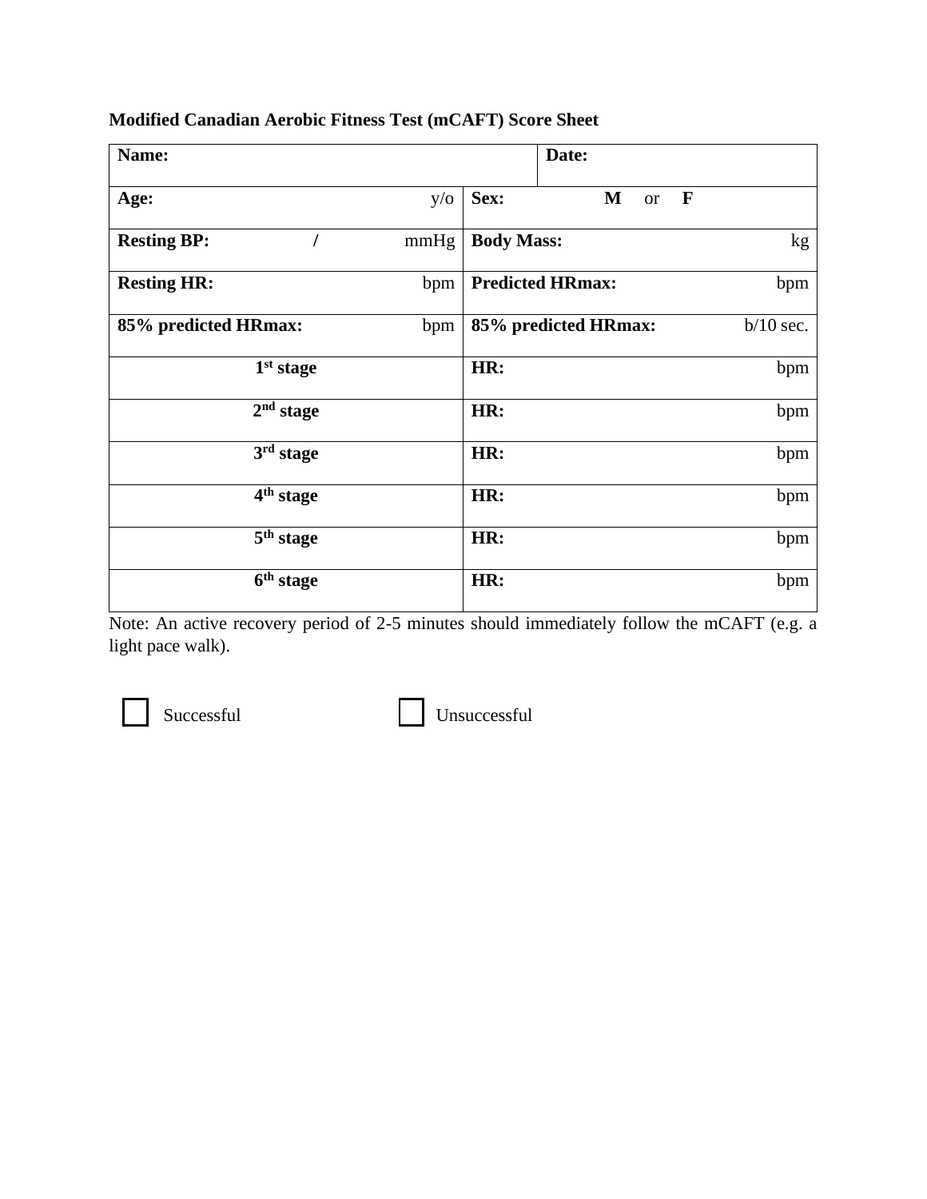**Modified Canadian Aerobic Fitness Test (mCAFT) Score Sheet**

| | | | |
|---|---|---|---|
| **Name:** | | **Date:** | |
| **Age:** | y/o | **Sex:** **M** or **F** | |
| **Resting BP:** / | mmHg | **Body Mass:** | kg |
| **Resting HR:** | bpm | **Predicted HRmax:** | bpm |
| **85% predicted HRmax:** | bpm | **85% predicted HRmax:** | b/10 sec. |
| **1st stage** | | **HR:** | bpm |
| **2nd stage** | | **HR:** | bpm |
| **3rd stage** | | **HR:** | bpm |
| **4th stage** | | **HR:** | bpm |
| **5th stage** | | **HR:** | bpm |
| **6th stage** | | **HR:** | bpm |

Note: An active recovery period of 2-5 minutes should immediately follow the mCAFT (e.g. a light pace walk).

☐ Successful ☐ Unsuccessful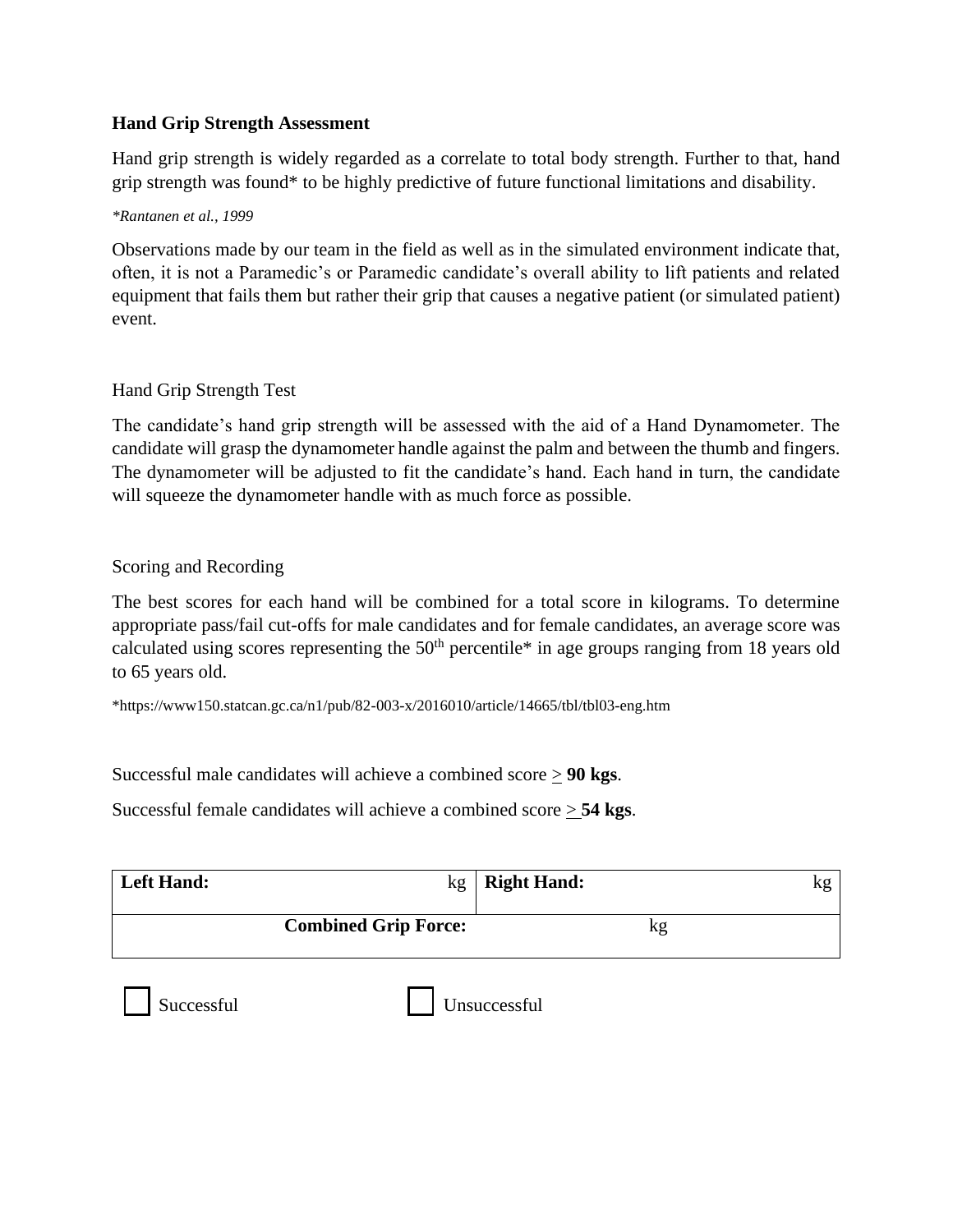**Hand Grip Strength Assessment**

Hand grip strength is widely regarded as a correlate to total body strength. Further to that, hand grip strength was found* to be highly predictive of future functional limitations and disability.

*\*Rantanen et al., 1999*

Observations made by our team in the field as well as in the simulated environment indicate that, often, it is not a Paramedic's or Paramedic candidate's overall ability to lift patients and related equipment that fails them but rather their grip that causes a negative patient (or simulated patient) event.

Hand Grip Strength Test

The candidate's hand grip strength will be assessed with the aid of a Hand Dynamometer. The candidate will grasp the dynamometer handle against the palm and between the thumb and fingers. The dynamometer will be adjusted to fit the candidate's hand. Each hand in turn, the candidate will squeeze the dynamometer handle with as much force as possible.

Scoring and Recording

The best scores for each hand will be combined for a total score in kilograms. To determine appropriate pass/fail cut-offs for male candidates and for female candidates, an average score was calculated using scores representing the 50th percentile* in age groups ranging from 18 years old to 65 years old.

*https://www150.statcan.gc.ca/n1/pub/82-003-x/2016010/article/14665/tbl/tbl03-eng.htm

Successful male candidates will achieve a combined score ≥ **90 kgs**.

Successful female candidates will achieve a combined score ≥ **54 kgs**.

| **Left Hand:** kg | **Right Hand:** kg |
|---|---|
| **Combined Grip Force:** | kg |

☐ Successful ☐ Unsuccessful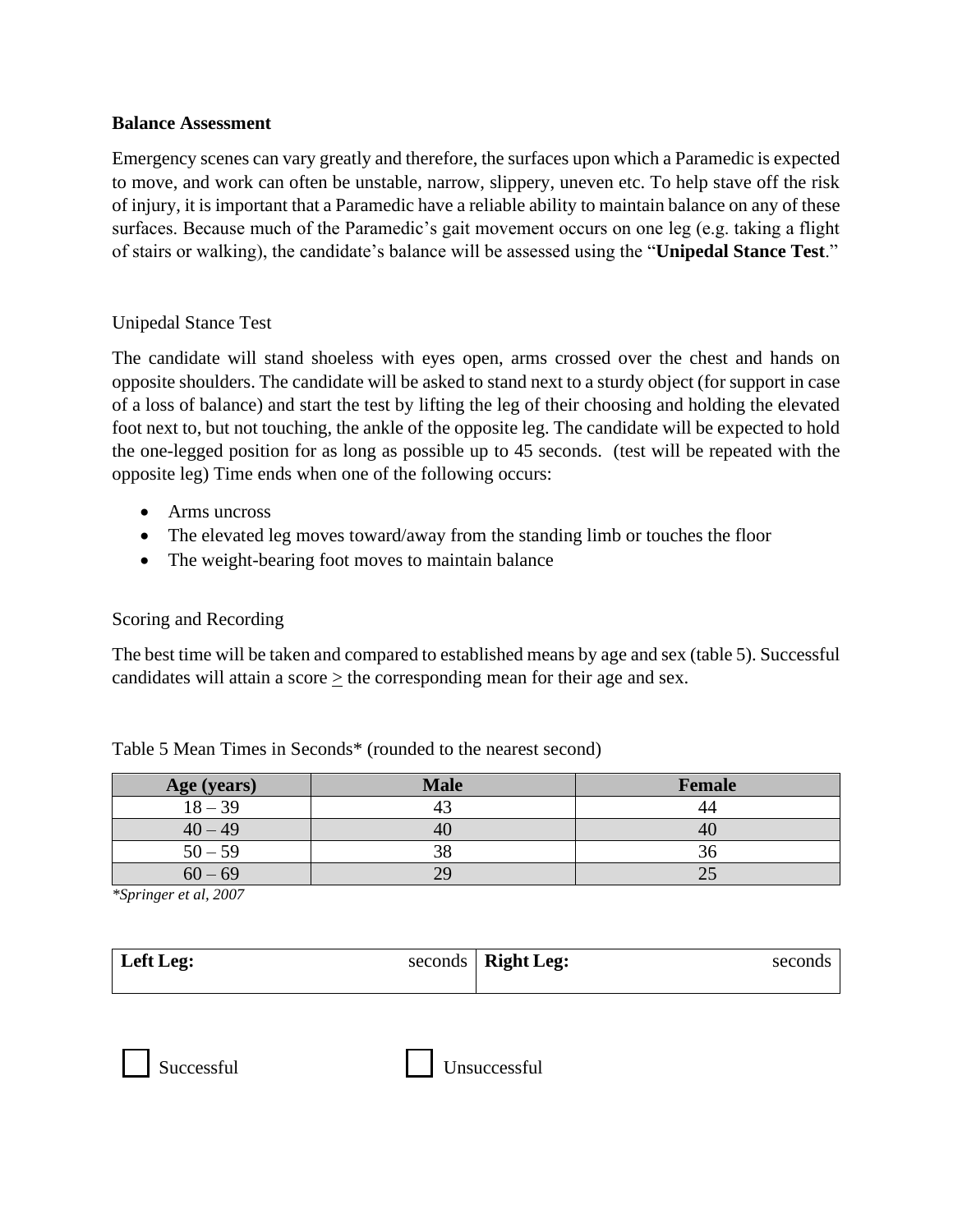**Balance Assessment**

Emergency scenes can vary greatly and therefore, the surfaces upon which a Paramedic is expected to move, and work can often be unstable, narrow, slippery, uneven etc. To help stave off the risk of injury, it is important that a Paramedic have a reliable ability to maintain balance on any of these surfaces. Because much of the Paramedic's gait movement occurs on one leg (e.g. taking a flight of stairs or walking), the candidate's balance will be assessed using the "**Unipedal Stance Test**."

Unipedal Stance Test

The candidate will stand shoeless with eyes open, arms crossed over the chest and hands on opposite shoulders. The candidate will be asked to stand next to a sturdy object (for support in case of a loss of balance) and start the test by lifting the leg of their choosing and holding the elevated foot next to, but not touching, the ankle of the opposite leg. The candidate will be expected to hold the one-legged position for as long as possible up to 45 seconds. (test will be repeated with the opposite leg) Time ends when one of the following occurs:

- Arms uncross
- The elevated leg moves toward/away from the standing limb or touches the floor
- The weight-bearing foot moves to maintain balance

Scoring and Recording

The best time will be taken and compared to established means by age and sex (table 5). Successful candidates will attain a score ≥ the corresponding mean for their age and sex.

Table 5 Mean Times in Seconds* (rounded to the nearest second)

| Age (years) | Male | Female |
|---|---|---|
| 18 – 39 | 43 | 44 |
| 40 – 49 | 40 | 40 |
| 50 – 59 | 38 | 36 |
| 60 – 69 | 29 | 25 |

*\*Springer et al, 2007*

| **Left Leg:** seconds | **Right Leg:** seconds |
|---|---|
| | |

☐ Successful ☐ Unsuccessful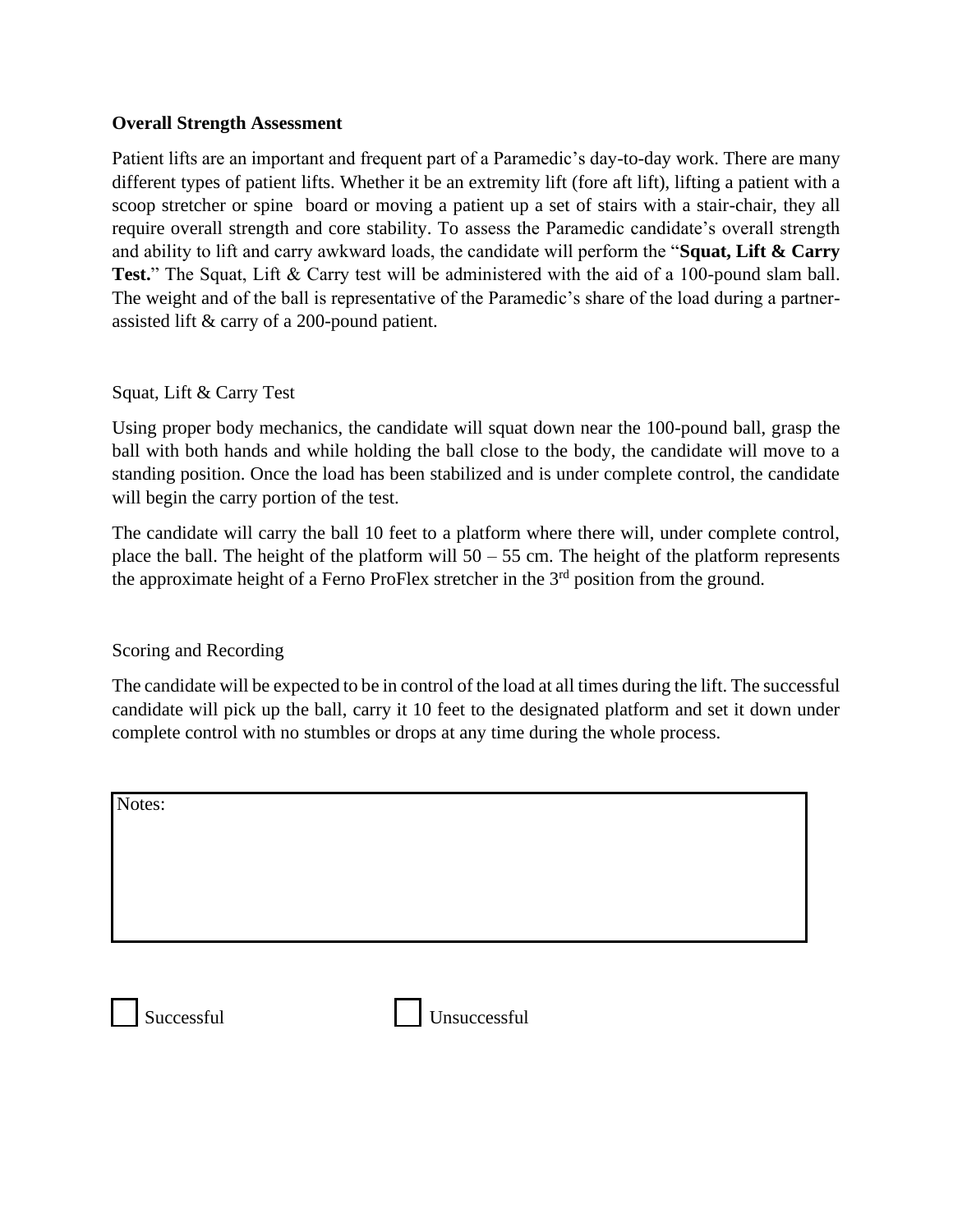**Overall Strength Assessment**

Patient lifts are an important and frequent part of a Paramedic's day-to-day work. There are many different types of patient lifts. Whether it be an extremity lift (fore aft lift), lifting a patient with a scoop stretcher or spine board or moving a patient up a set of stairs with a stair-chair, they all require overall strength and core stability. To assess the Paramedic candidate's overall strength and ability to lift and carry awkward loads, the candidate will perform the "**Squat, Lift & Carry Test.**" The Squat, Lift & Carry test will be administered with the aid of a 100-pound slam ball. The weight and of the ball is representative of the Paramedic's share of the load during a partner-assisted lift & carry of a 200-pound patient.

Squat, Lift & Carry Test

Using proper body mechanics, the candidate will squat down near the 100-pound ball, grasp the ball with both hands and while holding the ball close to the body, the candidate will move to a standing position. Once the load has been stabilized and is under complete control, the candidate will begin the carry portion of the test.

The candidate will carry the ball 10 feet to a platform where there will, under complete control, place the ball. The height of the platform will 50 – 55 cm. The height of the platform represents the approximate height of a Ferno ProFlex stretcher in the 3rd position from the ground.

Scoring and Recording

The candidate will be expected to be in control of the load at all times during the lift. The successful candidate will pick up the ball, carry it 10 feet to the designated platform and set it down under complete control with no stumbles or drops at any time during the whole process.

| Notes: |
| --- |
| |

☐ Successful ☐ Unsuccessful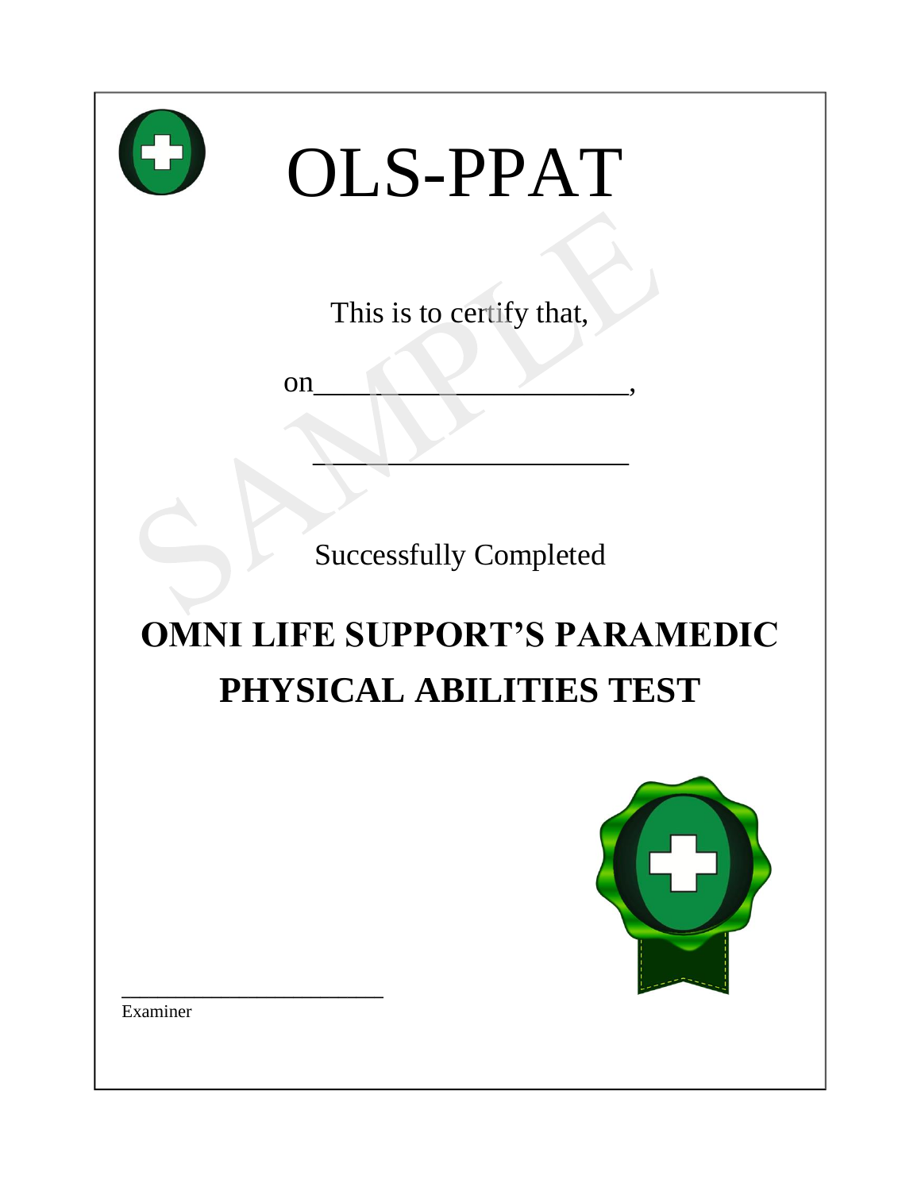# OLS-PPAT

This is to certify that,

on______________________,

______________________

Successfully Completed

**OMNI LIFE SUPPORT'S PARAMEDIC PHYSICAL ABILITIES TEST**

______________________
Examiner